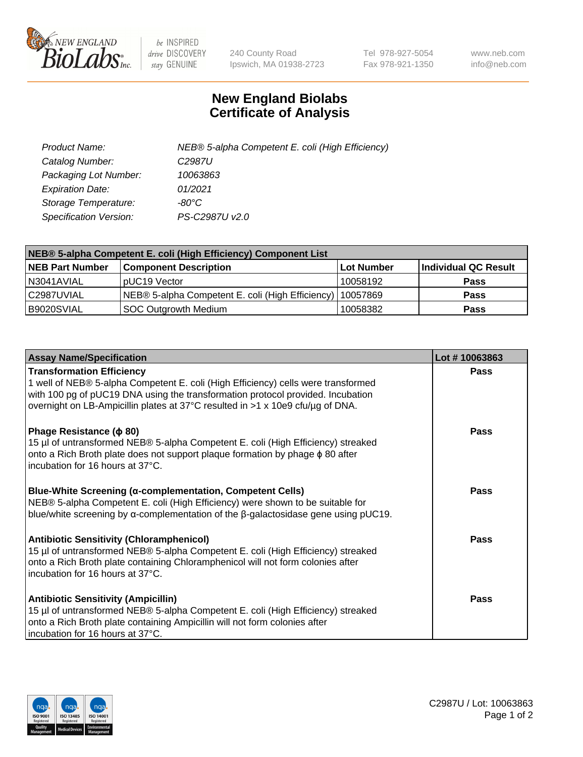New England BioLabs Inc. — be INSPIRED drive DISCOVERY stay GENUINE

240 County Road
Ipswich, MA 01938-2723

Tel 978-927-5054
Fax 978-921-1350

www.neb.com
info@neb.com

# New England Biolabs Certificate of Analysis

| | |
|---|---|
| *Product Name:* | *NEB® 5-alpha Competent E. coli (High Efficiency)* |
| *Catalog Number:* | *C2987U* |
| *Packaging Lot Number:* | *10063863* |
| *Expiration Date:* | *01/2021* |
| *Storage Temperature:* | *-80°C* |
| *Specification Version:* | *PS-C2987U v2.0* |

| **NEB® 5-alpha Competent E. coli (High Efficiency) Component List** | | | |
|---|---|---|---|
| **NEB Part Number** | **Component Description** | **Lot Number** | **Individual QC Result** |
| N3041AVIAL | pUC19 Vector | 10058192 | **Pass** |
| C2987UVIAL | NEB® 5-alpha Competent E. coli (High Efficiency) | 10057869 | **Pass** |
| B9020SVIAL | SOC Outgrowth Medium | 10058382 | **Pass** |

| **Assay Name/Specification** | **Lot # 10063863** |
|---|---|
| **Transformation Efficiency**<br>1 well of NEB® 5-alpha Competent E. coli (High Efficiency) cells were transformed with 100 pg of pUC19 DNA using the transformation protocol provided. Incubation overnight on LB-Ampicillin plates at 37°C resulted in >1 x 10e9 cfu/µg of DNA. | **Pass** |
| **Phage Resistance (ϕ 80)**<br>15 µl of untransformed NEB® 5-alpha Competent E. coli (High Efficiency) streaked onto a Rich Broth plate does not support plaque formation by phage ϕ 80 after incubation for 16 hours at 37°C. | **Pass** |
| **Blue-White Screening (α-complementation, Competent Cells)**<br>NEB® 5-alpha Competent E. coli (High Efficiency) were shown to be suitable for blue/white screening by α-complementation of the β-galactosidase gene using pUC19. | **Pass** |
| **Antibiotic Sensitivity (Chloramphenicol)**<br>15 µl of untransformed NEB® 5-alpha Competent E. coli (High Efficiency) streaked onto a Rich Broth plate containing Chloramphenicol will not form colonies after incubation for 16 hours at 37°C. | **Pass** |
| **Antibiotic Sensitivity (Ampicillin)**<br>15 µl of untransformed NEB® 5-alpha Competent E. coli (High Efficiency) streaked onto a Rich Broth plate containing Ampicillin will not form colonies after incubation for 16 hours at 37°C. | **Pass** |

C2987U / Lot: 10063863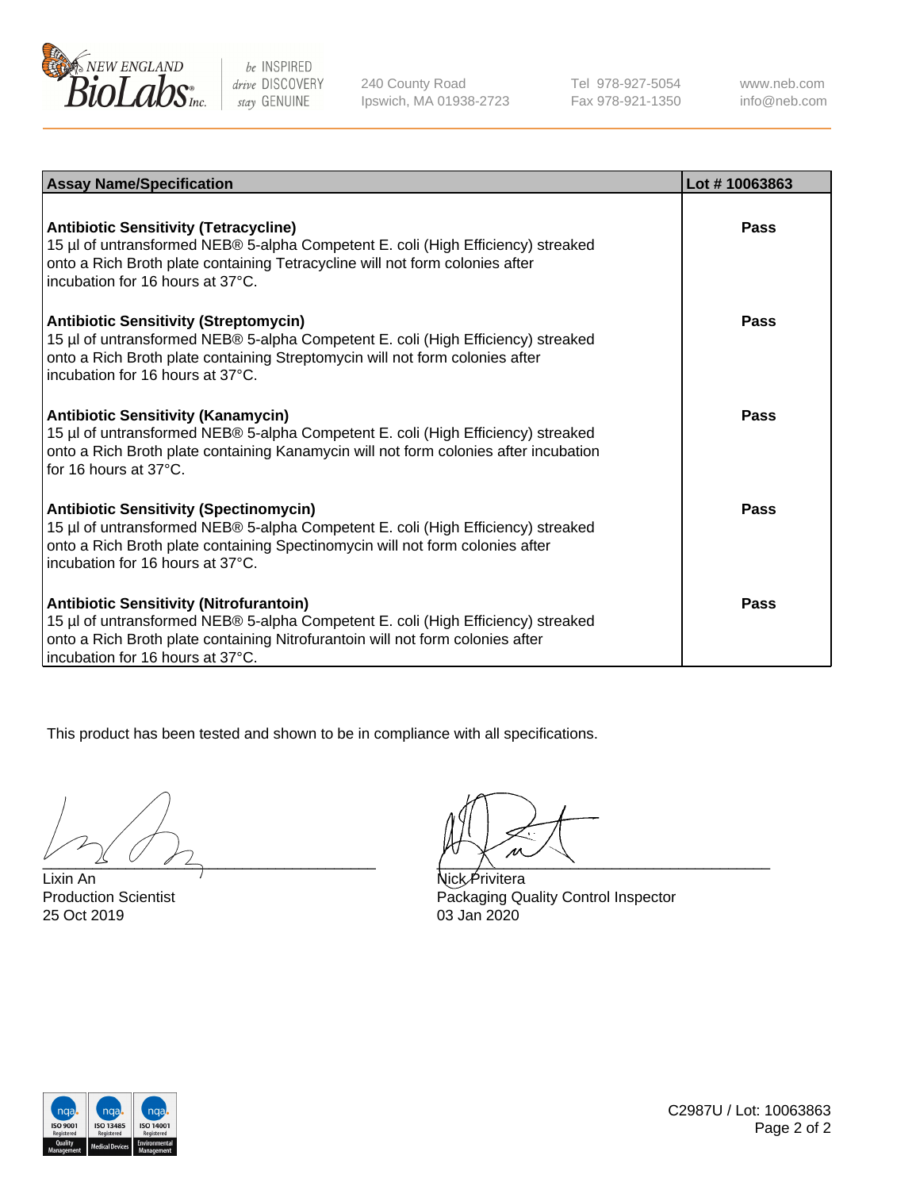| Assay Name/Specification | Lot # 10063863 |
|---|---|
| **Antibiotic Sensitivity (Tetracycline)**<br>15 µl of untransformed NEB® 5-alpha Competent E. coli (High Efficiency) streaked onto a Rich Broth plate containing Tetracycline will not form colonies after incubation for 16 hours at 37°C. | **Pass** |
| **Antibiotic Sensitivity (Streptomycin)**<br>15 µl of untransformed NEB® 5-alpha Competent E. coli (High Efficiency) streaked onto a Rich Broth plate containing Streptomycin will not form colonies after incubation for 16 hours at 37°C. | **Pass** |
| **Antibiotic Sensitivity (Kanamycin)**<br>15 µl of untransformed NEB® 5-alpha Competent E. coli (High Efficiency) streaked onto a Rich Broth plate containing Kanamycin will not form colonies after incubation for 16 hours at 37°C. | **Pass** |
| **Antibiotic Sensitivity (Spectinomycin)**<br>15 µl of untransformed NEB® 5-alpha Competent E. coli (High Efficiency) streaked onto a Rich Broth plate containing Spectinomycin will not form colonies after incubation for 16 hours at 37°C. | **Pass** |
| **Antibiotic Sensitivity (Nitrofurantoin)**<br>15 µl of untransformed NEB® 5-alpha Competent E. coli (High Efficiency) streaked onto a Rich Broth plate containing Nitrofurantoin will not form colonies after incubation for 16 hours at 37°C. | **Pass** |

This product has been tested and shown to be in compliance with all specifications.

Lixin An
Production Scientist
25 Oct 2019

Nick Privitera
Packaging Quality Control Inspector
03 Jan 2020

C2987U / Lot: 10063863